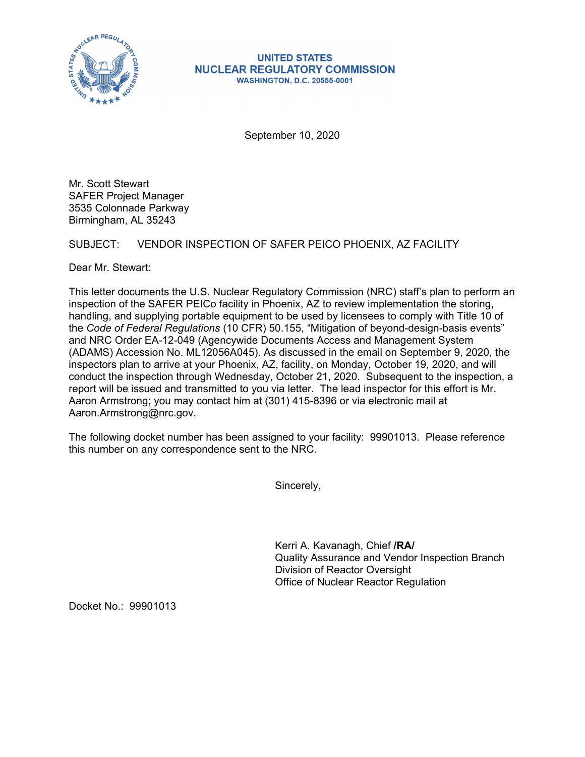**UNITED STATES**
**NUCLEAR REGULATORY COMMISSION**
**WASHINGTON, D.C. 20555-0001**

September 10, 2020

Mr. Scott Stewart
SAFER Project Manager
3535 Colonnade Parkway
Birmingham, AL 35243

SUBJECT: VENDOR INSPECTION OF SAFER PEICO PHOENIX, AZ FACILITY

Dear Mr. Stewart:

This letter documents the U.S. Nuclear Regulatory Commission (NRC) staff's plan to perform an inspection of the SAFER PEICo facility in Phoenix, AZ to review implementation the storing, handling, and supplying portable equipment to be used by licensees to comply with Title 10 of the *Code of Federal Regulations* (10 CFR) 50.155, "Mitigation of beyond-design-basis events" and NRC Order EA-12-049 (Agencywide Documents Access and Management System (ADAMS) Accession No. ML12056A045). As discussed in the email on September 9, 2020, the inspectors plan to arrive at your Phoenix, AZ, facility, on Monday, October 19, 2020, and will conduct the inspection through Wednesday, October 21, 2020. Subsequent to the inspection, a report will be issued and transmitted to you via letter. The lead inspector for this effort is Mr. Aaron Armstrong; you may contact him at (301) 415-8396 or via electronic mail at Aaron.Armstrong@nrc.gov.

The following docket number has been assigned to your facility: 99901013. Please reference this number on any correspondence sent to the NRC.

Sincerely,

Kerri A. Kavanagh, Chief **/RA/**
Quality Assurance and Vendor Inspection Branch
Division of Reactor Oversight
Office of Nuclear Reactor Regulation

Docket No.: 99901013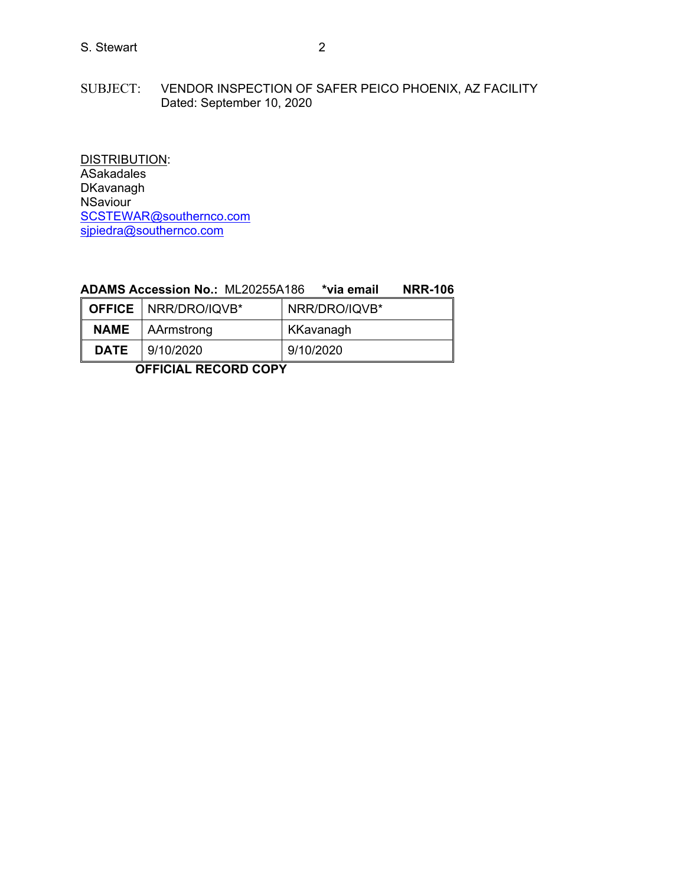SUBJECT: VENDOR INSPECTION OF SAFER PEICO PHOENIX, AZ FACILITY
Dated: September 10, 2020

DISTRIBUTION:
ASakadales
DKavanagh
NSaviour
SCSTEWAR@southernco.com
sjpiedra@southernco.com

**ADAMS Accession No.:** ML20255A186 **\*via email** **NRR-106**

| **OFFICE** | NRR/DRO/IQVB* | NRR/DRO/IQVB* |
|---|---|---|
| **NAME** | AArmstrong | KKavanagh |
| **DATE** | 9/10/2020 | 9/10/2020 |

**OFFICIAL RECORD COPY**